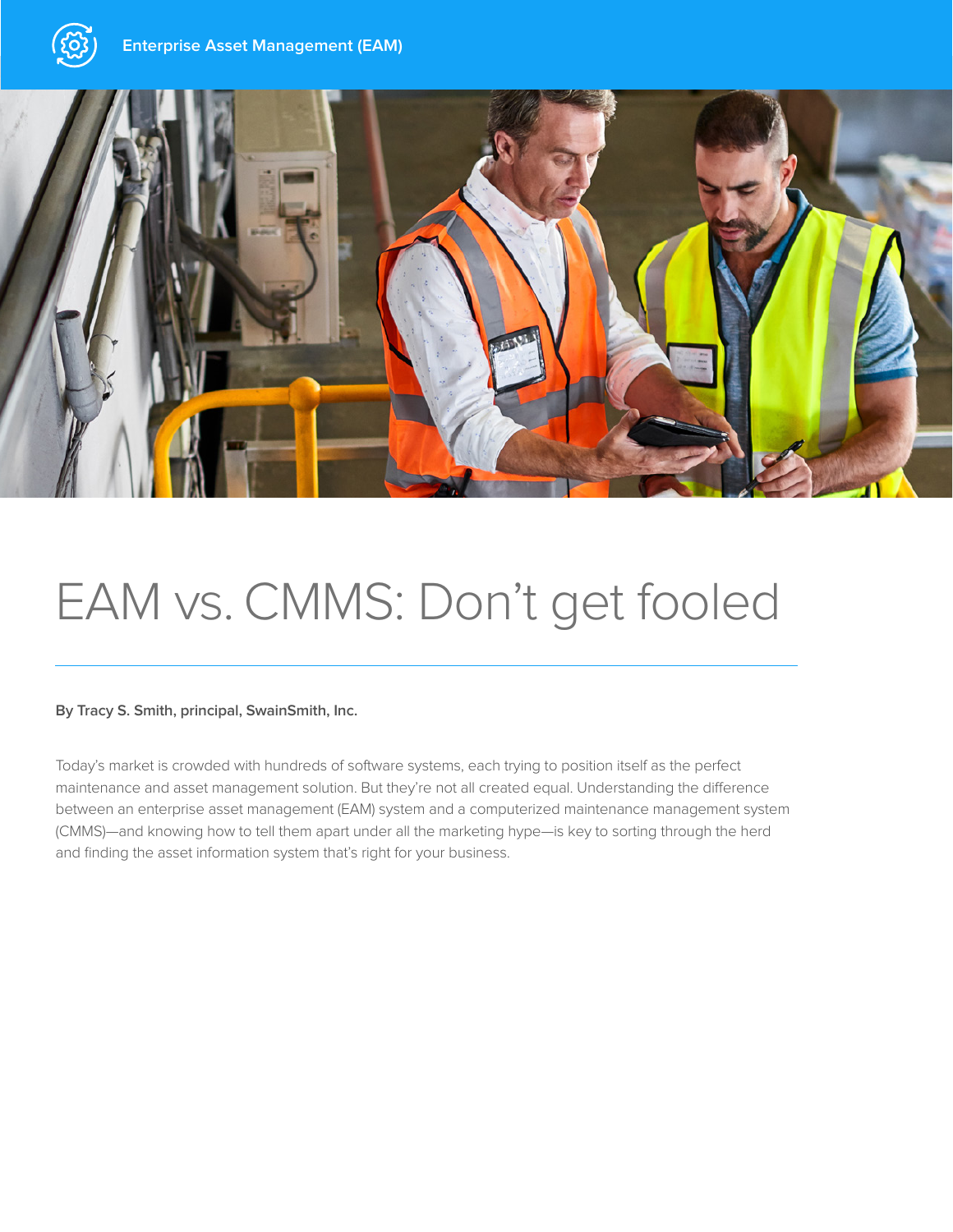# EAM vs. CMMS: Don't get fooled

**By Tracy S. Smith, principal, SwainSmith, Inc.**

Today's market is crowded with hundreds of software systems, each trying to position itself as the perfect maintenance and asset management solution. But they're not all created equal. Understanding the difference between an enterprise asset management (EAM) system and a computerized maintenance management system (CMMS)—and knowing how to tell them apart under all the marketing hype—is key to sorting through the herd and finding the asset information system that's right for your business.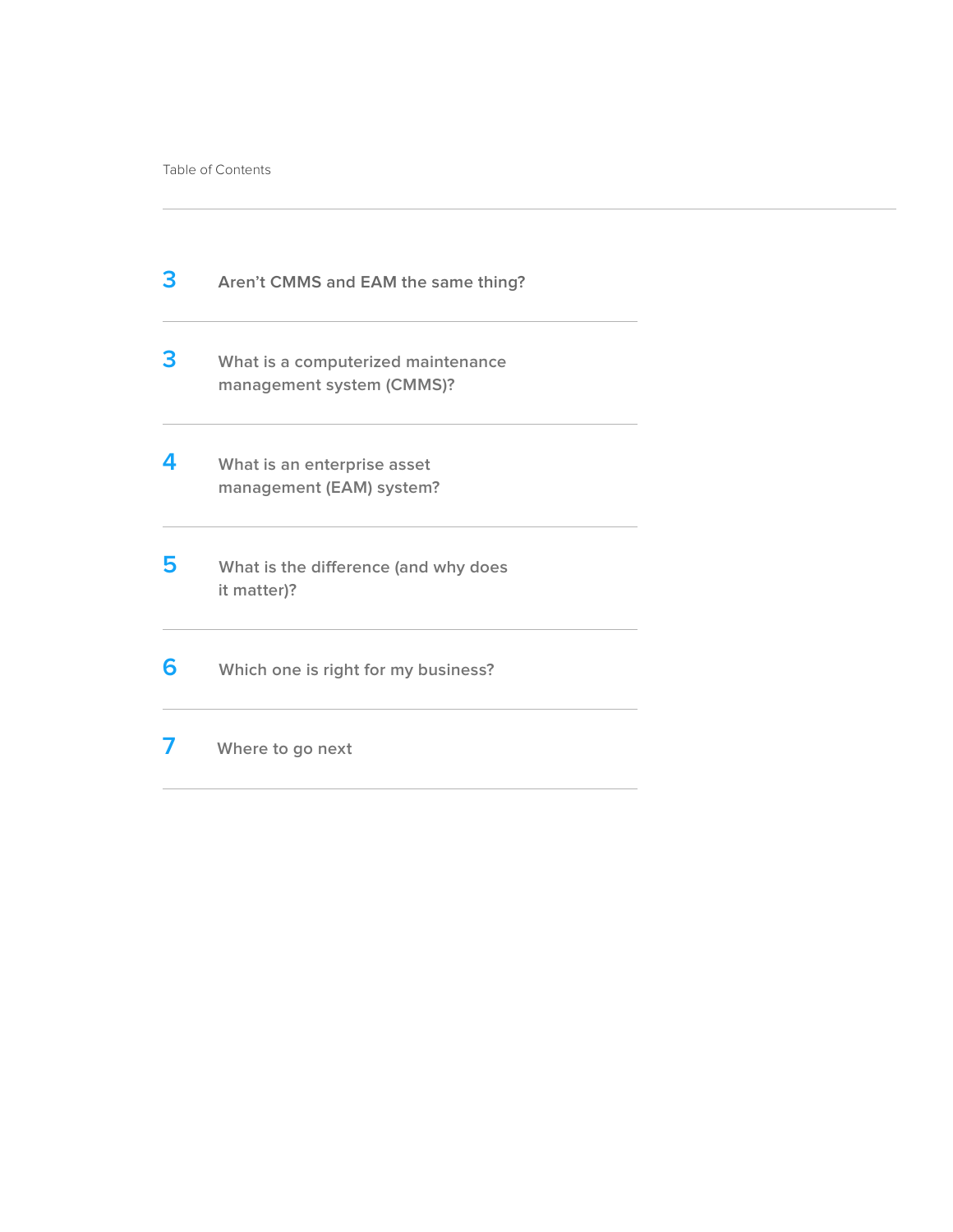Table of Contents

| Page | Section |
| --- | --- |
| 3 | Aren't CMMS and EAM the same thing? |
| 3 | What is a computerized maintenance management system (CMMS)? |
| 4 | What is an enterprise asset management (EAM) system? |
| 5 | What is the difference (and why does it matter)? |
| 6 | Which one is right for my business? |
| 7 | Where to go next |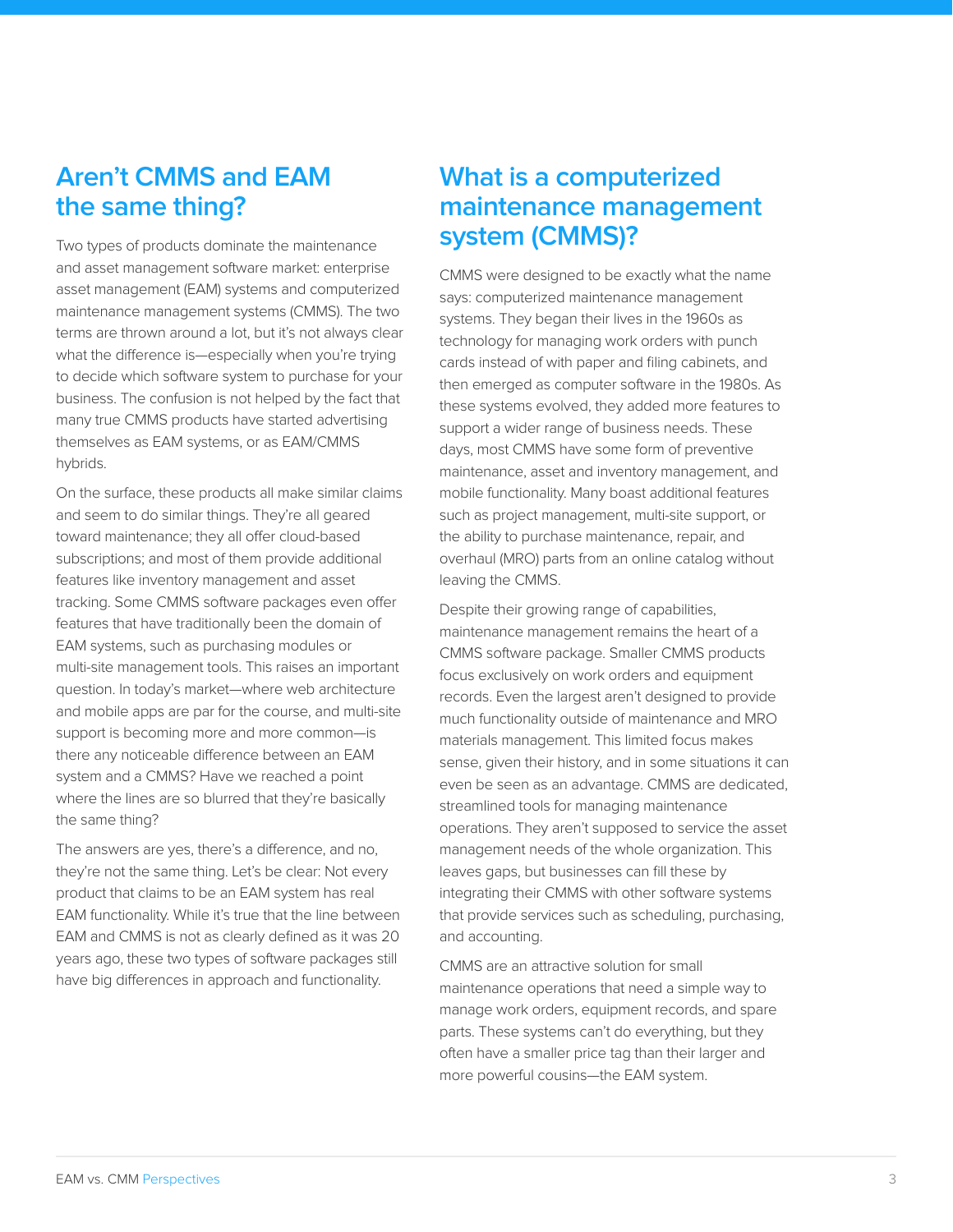## Aren't CMMS and EAM the same thing?

Two types of products dominate the maintenance and asset management software market: enterprise asset management (EAM) systems and computerized maintenance management systems (CMMS). The two terms are thrown around a lot, but it's not always clear what the difference is—especially when you're trying to decide which software system to purchase for your business. The confusion is not helped by the fact that many true CMMS products have started advertising themselves as EAM systems, or as EAM/CMMS hybrids.

On the surface, these products all make similar claims and seem to do similar things. They're all geared toward maintenance; they all offer cloud-based subscriptions; and most of them provide additional features like inventory management and asset tracking. Some CMMS software packages even offer features that have traditionally been the domain of EAM systems, such as purchasing modules or multi-site management tools. This raises an important question. In today's market—where web architecture and mobile apps are par for the course, and multi-site support is becoming more and more common—is there any noticeable difference between an EAM system and a CMMS? Have we reached a point where the lines are so blurred that they're basically the same thing?

The answers are yes, there's a difference, and no, they're not the same thing. Let's be clear: Not every product that claims to be an EAM system has real EAM functionality. While it's true that the line between EAM and CMMS is not as clearly defined as it was 20 years ago, these two types of software packages still have big differences in approach and functionality.

## What is a computerized maintenance management system (CMMS)?

CMMS were designed to be exactly what the name says: computerized maintenance management systems. They began their lives in the 1960s as technology for managing work orders with punch cards instead of with paper and filing cabinets, and then emerged as computer software in the 1980s. As these systems evolved, they added more features to support a wider range of business needs. These days, most CMMS have some form of preventive maintenance, asset and inventory management, and mobile functionality. Many boast additional features such as project management, multi-site support, or the ability to purchase maintenance, repair, and overhaul (MRO) parts from an online catalog without leaving the CMMS.

Despite their growing range of capabilities, maintenance management remains the heart of a CMMS software package. Smaller CMMS products focus exclusively on work orders and equipment records. Even the largest aren't designed to provide much functionality outside of maintenance and MRO materials management. This limited focus makes sense, given their history, and in some situations it can even be seen as an advantage. CMMS are dedicated, streamlined tools for managing maintenance operations. They aren't supposed to service the asset management needs of the whole organization. This leaves gaps, but businesses can fill these by integrating their CMMS with other software systems that provide services such as scheduling, purchasing, and accounting.

CMMS are an attractive solution for small maintenance operations that need a simple way to manage work orders, equipment records, and spare parts. These systems can't do everything, but they often have a smaller price tag than their larger and more powerful cousins—the EAM system.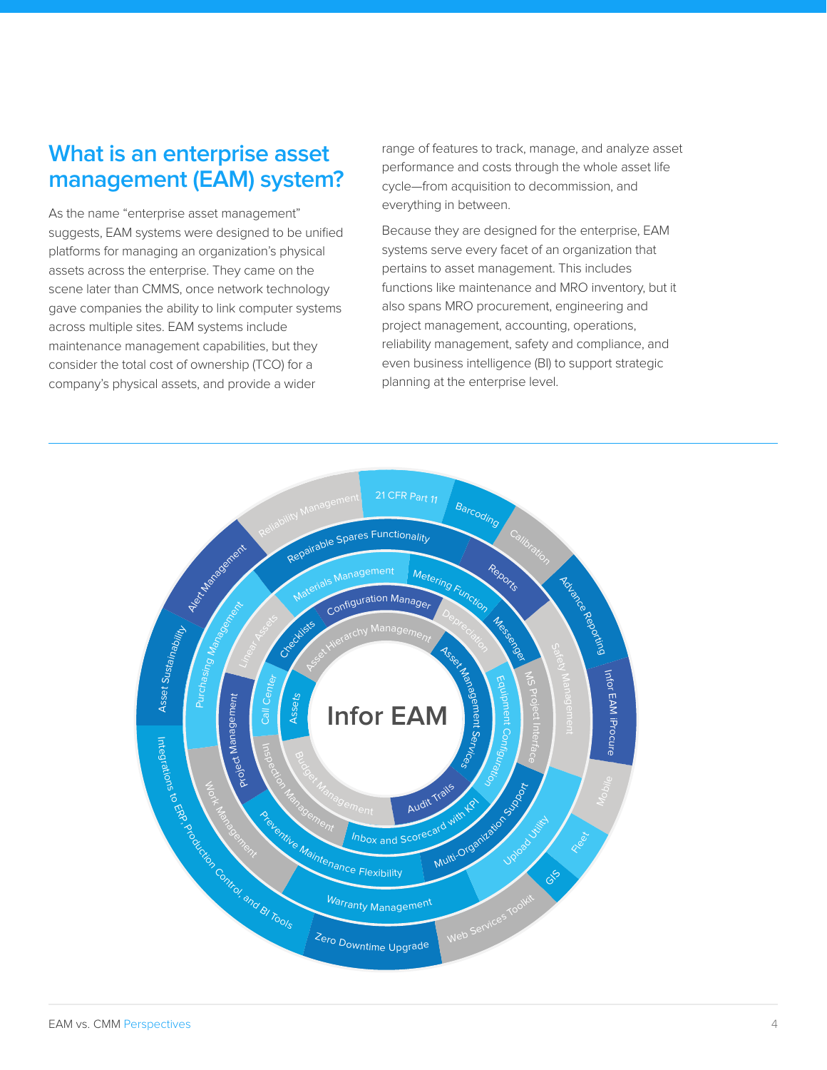## What is an enterprise asset management (EAM) system?

As the name "enterprise asset management" suggests, EAM systems were designed to be unified platforms for managing an organization's physical assets across the enterprise. They came on the scene later than CMMS, once network technology gave companies the ability to link computer systems across multiple sites. EAM systems include maintenance management capabilities, but they consider the total cost of ownership (TCO) for a company's physical assets, and provide a wider range of features to track, manage, and analyze asset performance and costs through the whole asset life cycle—from acquisition to decommission, and everything in between.

Because they are designed for the enterprise, EAM systems serve every facet of an organization that pertains to asset management. This includes functions like maintenance and MRO inventory, but it also spans MRO procurement, engineering and project management, accounting, operations, reliability management, safety and compliance, and even business intelligence (BI) to support strategic planning at the enterprise level.

**Infor EAM**

- Asset Hierarchy Management
- Asset Management Services
- Audit Trails
- Budget Management
- Assets
- Checklists
- Configuration Manager
- Depreciation
- Equipment Configuration
- Inbox and Scorecard with KPI
- Inspection Management
- Call Center
- Linear Assets
- Materials Management
- Metering Function
- Messenger
- MS Project Interface
- Multi-Organization Support
- Preventive Maintenance Flexibility
- Project Management
- Purchasing Management
- Repairable Spares Functionality
- Reports
- Safety Management
- Upload Utility
- Warranty Management
- Work Management
- Alert Management
- Reliability Management
- 21 CFR Part 11
- Barcoding
- Calibration
- Advance Reporting
- Infor EAM iProcure
- Mobile
- Fleet
- GIS
- Web Services Toolkit
- Zero Downtime Upgrade
- Integrations to ERP, Production Control, and BI Tools
- Asset Sustainability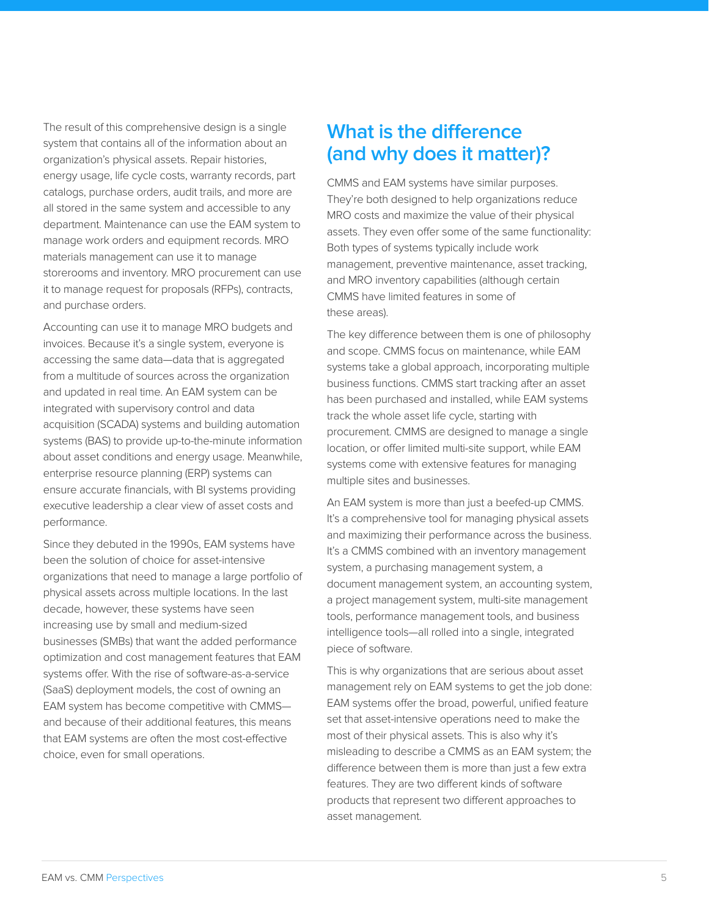The result of this comprehensive design is a single system that contains all of the information about an organization's physical assets. Repair histories, energy usage, life cycle costs, warranty records, part catalogs, purchase orders, audit trails, and more are all stored in the same system and accessible to any department. Maintenance can use the EAM system to manage work orders and equipment records. MRO materials management can use it to manage storerooms and inventory. MRO procurement can use it to manage request for proposals (RFPs), contracts, and purchase orders.

Accounting can use it to manage MRO budgets and invoices. Because it's a single system, everyone is accessing the same data—data that is aggregated from a multitude of sources across the organization and updated in real time. An EAM system can be integrated with supervisory control and data acquisition (SCADA) systems and building automation systems (BAS) to provide up-to-the-minute information about asset conditions and energy usage. Meanwhile, enterprise resource planning (ERP) systems can ensure accurate financials, with BI systems providing executive leadership a clear view of asset costs and performance.

Since they debuted in the 1990s, EAM systems have been the solution of choice for asset-intensive organizations that need to manage a large portfolio of physical assets across multiple locations. In the last decade, however, these systems have seen increasing use by small and medium-sized businesses (SMBs) that want the added performance optimization and cost management features that EAM systems offer. With the rise of software-as-a-service (SaaS) deployment models, the cost of owning an EAM system has become competitive with CMMS—and because of their additional features, this means that EAM systems are often the most cost-effective choice, even for small operations.

## What is the difference (and why does it matter)?

CMMS and EAM systems have similar purposes. They're both designed to help organizations reduce MRO costs and maximize the value of their physical assets. They even offer some of the same functionality: Both types of systems typically include work management, preventive maintenance, asset tracking, and MRO inventory capabilities (although certain CMMS have limited features in some of these areas).

The key difference between them is one of philosophy and scope. CMMS focus on maintenance, while EAM systems take a global approach, incorporating multiple business functions. CMMS start tracking after an asset has been purchased and installed, while EAM systems track the whole asset life cycle, starting with procurement. CMMS are designed to manage a single location, or offer limited multi-site support, while EAM systems come with extensive features for managing multiple sites and businesses.

An EAM system is more than just a beefed-up CMMS. It's a comprehensive tool for managing physical assets and maximizing their performance across the business. It's a CMMS combined with an inventory management system, a purchasing management system, a document management system, an accounting system, a project management system, multi-site management tools, performance management tools, and business intelligence tools—all rolled into a single, integrated piece of software.

This is why organizations that are serious about asset management rely on EAM systems to get the job done: EAM systems offer the broad, powerful, unified feature set that asset-intensive operations need to make the most of their physical assets. This is also why it's misleading to describe a CMMS as an EAM system; the difference between them is more than just a few extra features. They are two different kinds of software products that represent two different approaches to asset management.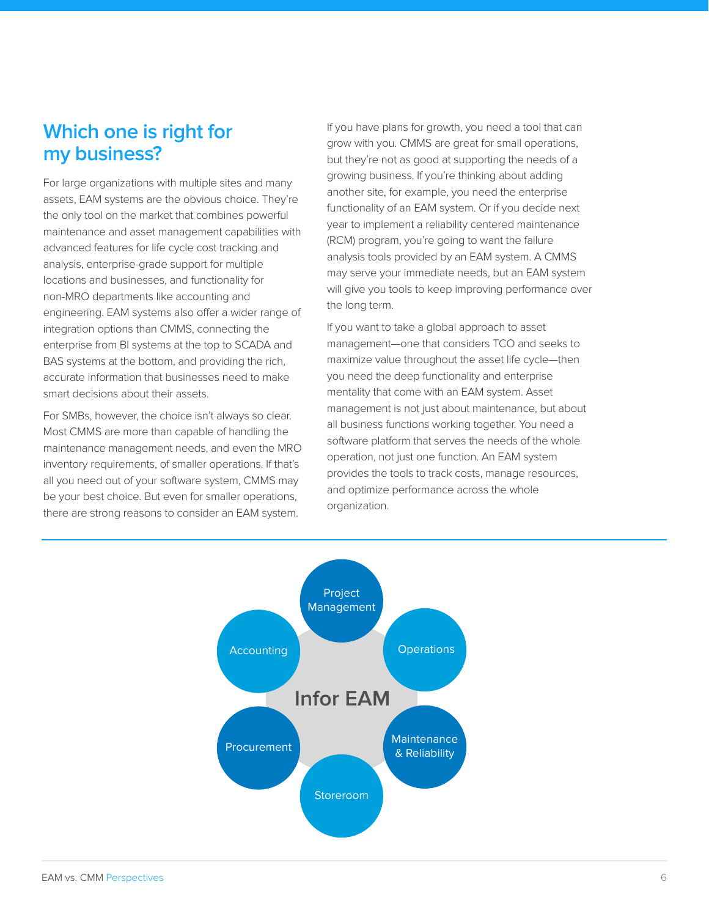## Which one is right for my business?

For large organizations with multiple sites and many assets, EAM systems are the obvious choice. They're the only tool on the market that combines powerful maintenance and asset management capabilities with advanced features for life cycle cost tracking and analysis, enterprise-grade support for multiple locations and businesses, and functionality for non-MRO departments like accounting and engineering. EAM systems also offer a wider range of integration options than CMMS, connecting the enterprise from BI systems at the top to SCADA and BAS systems at the bottom, and providing the rich, accurate information that businesses need to make smart decisions about their assets.

For SMBs, however, the choice isn't always so clear. Most CMMS are more than capable of handling the maintenance management needs, and even the MRO inventory requirements, of smaller operations. If that's all you need out of your software system, CMMS may be your best choice. But even for smaller operations, there are strong reasons to consider an EAM system.

If you have plans for growth, you need a tool that can grow with you. CMMS are great for small operations, but they're not as good at supporting the needs of a growing business. If you're thinking about adding another site, for example, you need the enterprise functionality of an EAM system. Or if you decide next year to implement a reliability centered maintenance (RCM) program, you're going to want the failure analysis tools provided by an EAM system. A CMMS may serve your immediate needs, but an EAM system will give you tools to keep improving performance over the long term.

If you want to take a global approach to asset management—one that considers TCO and seeks to maximize value throughout the asset life cycle—then you need the deep functionality and enterprise mentality that come with an EAM system. Asset management is not just about maintenance, but about all business functions working together. You need a software platform that serves the needs of the whole operation, not just one function. An EAM system provides the tools to track costs, manage resources, and optimize performance across the whole organization.

Infor EAM

- Project Management
- Operations
- Maintenance & Reliability
- Storeroom
- Procurement
- Accounting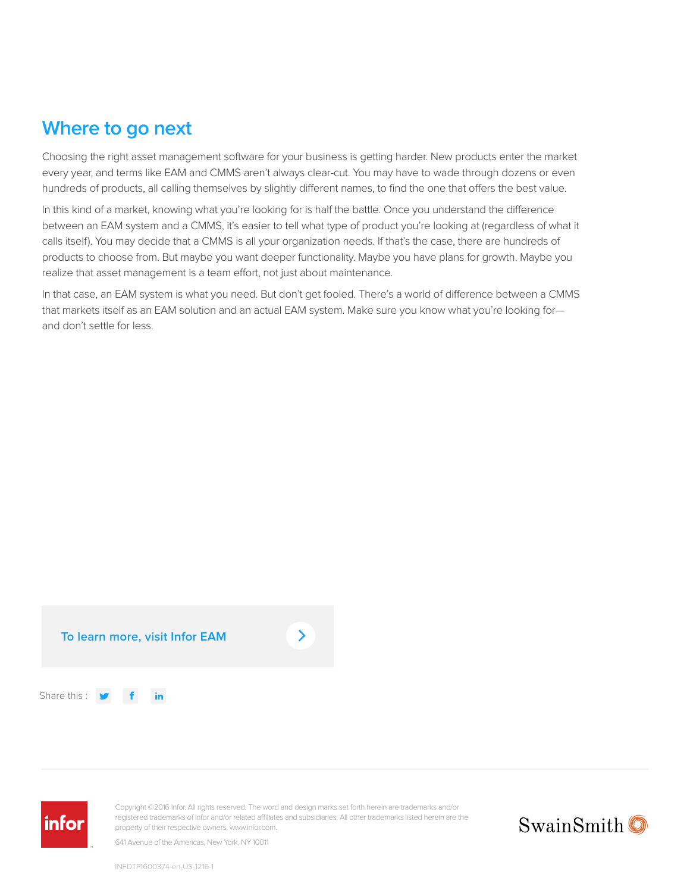## Where to go next

Choosing the right asset management software for your business is getting harder. New products enter the market every year, and terms like EAM and CMMS aren't always clear-cut. You may have to wade through dozens or even hundreds of products, all calling themselves by slightly different names, to find the one that offers the best value.

In this kind of a market, knowing what you're looking for is half the battle. Once you understand the difference between an EAM system and a CMMS, it's easier to tell what type of product you're looking at (regardless of what it calls itself). You may decide that a CMMS is all your organization needs. If that's the case, there are hundreds of products to choose from. But maybe you want deeper functionality. Maybe you have plans for growth. Maybe you realize that asset management is a team effort, not just about maintenance.

In that case, an EAM system is what you need. But don't get fooled. There's a world of difference between a CMMS that markets itself as an EAM solution and an actual EAM system. Make sure you know what you're looking for—and don't settle for less.

To learn more, visit Infor EAM

Share this :

Copyright ©2016 Infor. All rights reserved. The word and design marks set forth herein are trademarks and/or registered trademarks of Infor and/or related affiliates and subsidiaries. All other trademarks listed herein are the property of their respective owners. www.infor.com.

641 Avenue of the Americas, New York, NY 10011

INFDTP1600374-en-US-1216-1